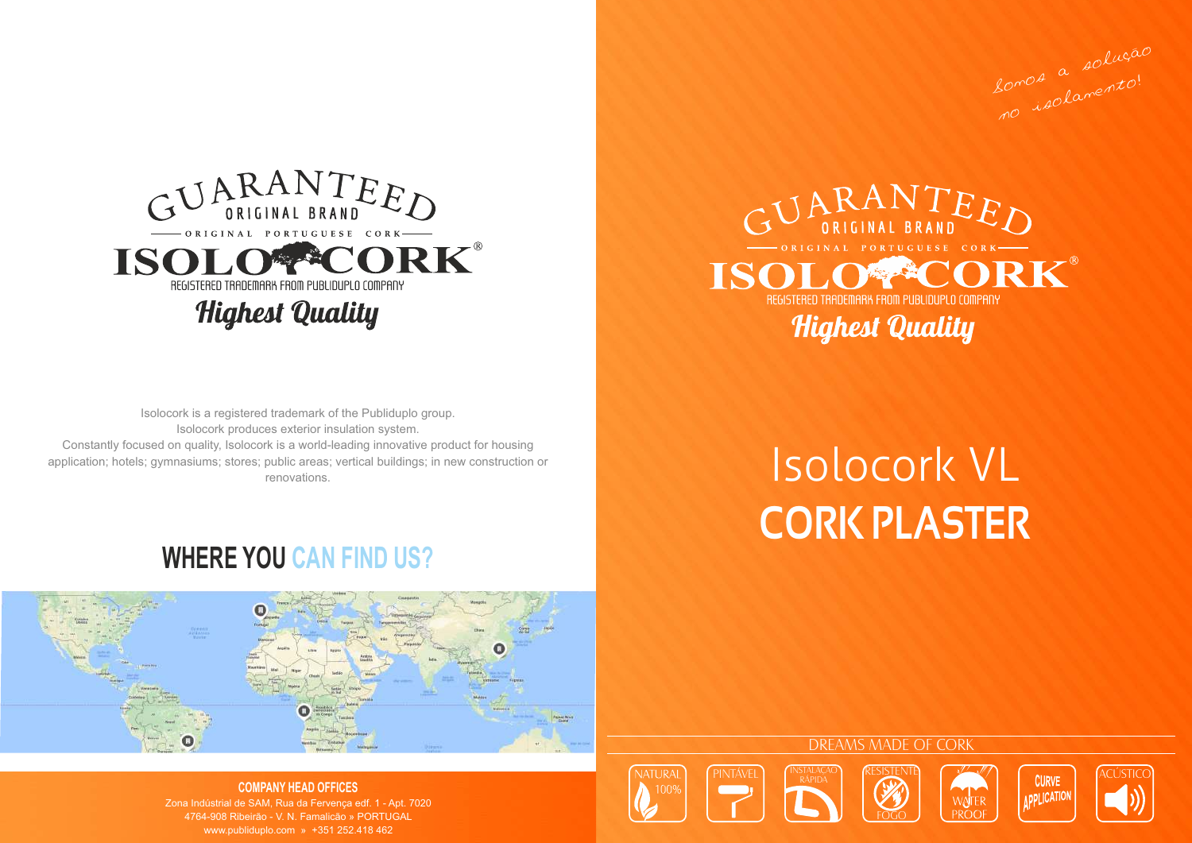GUARANTEED ORIGINAL BRAND

ORIGINAL PORTUGUESE CORK

ISOLOCORK®

REGISTERED TRADEMARK FROM PUBLIDUPLO COMPANY

Highest Quality

Isolocork is a registered trademark of the Publiduplo group.
Isolocork produces exterior insulation system.
Constantly focused on quality, Isolocork is a world-leading innovative product for housing application; hotels; gymnasiums; stores; public areas; vertical buildings; in new construction or renovations.

## WHERE YOU CAN FIND US?

**COMPANY HEAD OFFICES**

Zona Indústrial de SAM, Rua da Fervença edf. 1 - Apt. 7020
4764-908 Ribeirão - V. N. Famalicão » PORTUGAL
www.publiduplo.com » +351 252.418 462

*Somos a solução no isolamento!*

GUARANTEED ORIGINAL BRAND

ORIGINAL PORTUGUESE CORK

ISOLOCORK®

REGISTERED TRADEMARK FROM PUBLIDUPLO COMPANY

Highest Quality

# Isolocork VL
# CORK PLASTER

DREAMS MADE OF CORK

NATURAL 100% | PINTÁVEL | INSTALAÇÃO RÁPIDA | RESISTENTE FOGO | WATER PROOF | CURVE APPLICATION | ACÚSTICO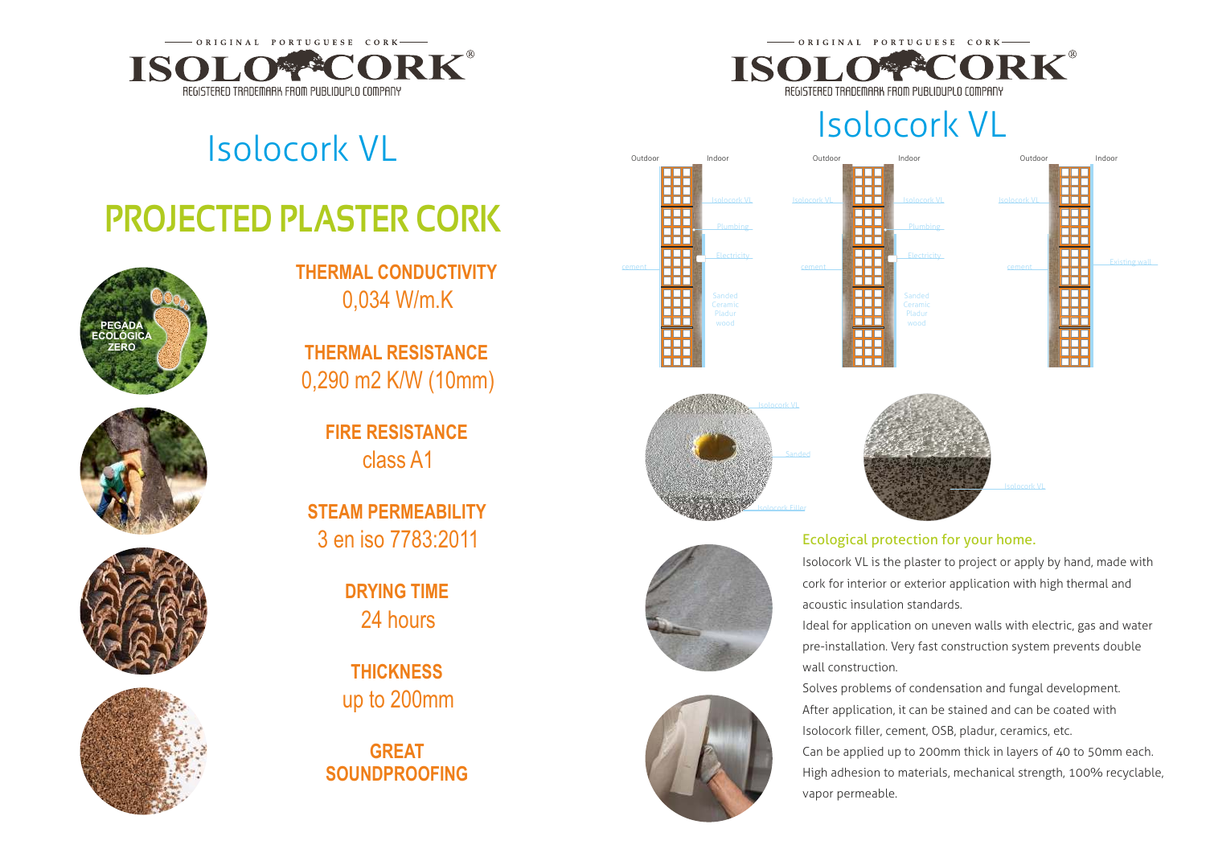ORIGINAL PORTUGUESE CORK

ISOLOCORK®

REGISTERED TRADEMARK FROM PUBLIDUPLO COMPANY

# Isolocork VL

## PROJECTED PLASTER CORK

PEGADA ECOLÓGICA ZERO

**THERMAL CONDUCTIVITY**
0,034 W/m.K

**THERMAL RESISTANCE**
0,290 m2 K/W (10mm)

**FIRE RESISTANCE**
class A1

**STEAM PERMEABILITY**
3 en iso 7783:2011

**DRYING TIME**
24 hours

**THICKNESS**
up to 200mm

**GREAT SOUNDPROOFING**

ORIGINAL PORTUGUESE CORK

ISOLOCORK®

REGISTERED TRADEMARK FROM PUBLIDUPLO COMPANY

# Isolocork VL

Outdoor
Indoor
Isolocork VL
Plumbing
Electricity
cement
Sanded
Ceramic
Pladur
wood

Outdoor
Indoor
Isolocork VL
Isolocork VL
Plumbing
Electricity
cement
Sanded
Ceramic
Pladur
wood

Outdoor
Indoor
Isolocork VL
cement
Existing wall

Isolocork VL
Sanded
Isolocork Filler

Isolocork VL

### Ecological protection for your home.

Isolocork VL is the plaster to project or apply by hand, made with cork for interior or exterior application with high thermal and acoustic insulation standards.

Ideal for application on uneven walls with electric, gas and water pre-installation. Very fast construction system prevents double wall construction.

Solves problems of condensation and fungal development.

After application, it can be stained and can be coated with Isolocork filler, cement, OSB, pladur, ceramics, etc.

Can be applied up to 200mm thick in layers of 40 to 50mm each.

High adhesion to materials, mechanical strength, 100% recyclable, vapor permeable.